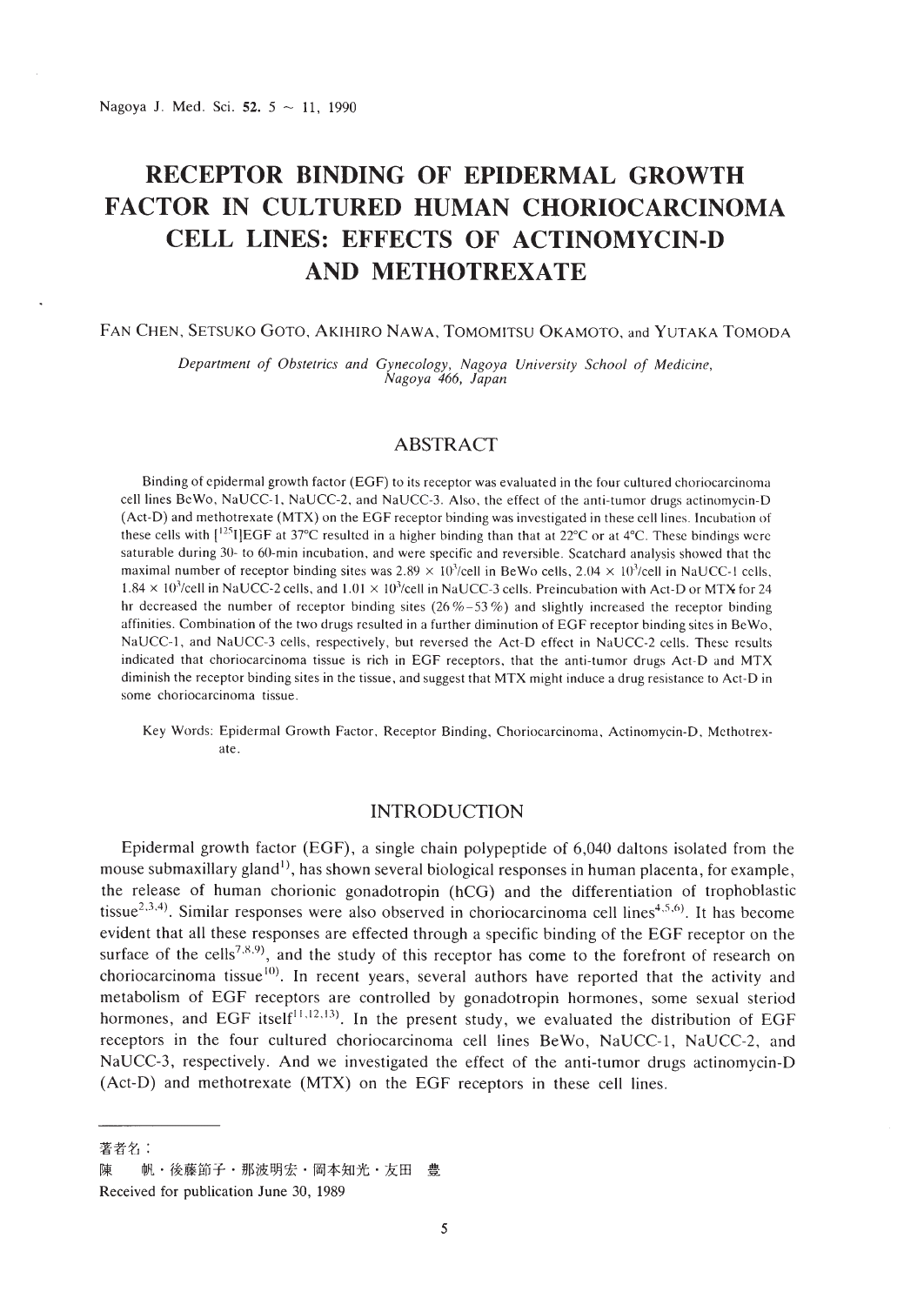# RECEPTOR BINDING OF EPIDERMAL GROWTH FACTOR IN CULTURED HUMAN CHORIOCARCINOMA CELL LINES: EFFECTS OF ACTINOMYCIN-D AND METHOTREXATE

FAN CHEN, SETSUKO GOTO, AKIHIRO NAWA, TOMOMITSU OKAMOTO, and YUTAKA TOMODA

*Department of Obstetrics and Gynecology, Nagoya University School of Medicine, Nagoya 466, Japan*

## ABSTRACT

Binding of epidermal growth factor (EGF) to its receptor was evaluated in the four cultured choriocarcinoma cell lines BeWo, NaUCC-1, NaUCC-2, and NaUCC-3. Also, the effect of the anti-tumor drugs actinomycin-D (Act-D) and methotrexate (MTX) on the EGF receptor binding was investigated in these cell lines. Incubation of these cells with $[^{125}I]$EGF at 37°C resulted in a higher binding than that at 22°C or at 4°C. These bindings were saturable during 30- to 60-min incubation, and were specific and reversible. Scatchard analysis showed that the maximal number of receptor binding sites was $2.89 \times 10^3$/cell in BeWo cells, $2.04 \times 10^3$/cell in NaUCC-1 cells, $1.84 \times 10^3$/cell in NaUCC-2 cells, and $1.01 \times 10^3$/cell in NaUCC-3 cells. Preincubation with Act-D or MTX for 24 hr decreased the number of receptor binding sites (26%–53%) and slightly increased the receptor binding affinities. Combination of the two drugs resulted in a further diminution of EGF receptor binding sites in BeWo, NaUCC-1, and NaUCC-3 cells, respectively, but reversed the Act-D effect in NaUCC-2 cells. These results indicated that choriocarcinoma tissue is rich in EGF receptors, that the anti-tumor drugs Act-D and MTX diminish the receptor binding sites in the tissue, and suggest that MTX might induce a drug resistance to Act-D in some choriocarcinoma tissue.

Key Words: Epidermal Growth Factor, Receptor Binding, Choriocarcinoma, Actinomycin-D, Methotrexate.

## INTRODUCTION

Epidermal growth factor (EGF), a single chain polypeptide of 6,040 daltons isolated from the mouse submaxillary gland[1], has shown several biological responses in human placenta, for example, the release of human chorionic gonadotropin (hCG) and the differentiation of trophoblastic tissue[2,3,4]. Similar responses were also observed in choriocarcinoma cell lines[4,5,6]. It has become evident that all these responses are effected through a specific binding of the EGF receptor on the surface of the cells[7,8,9], and the study of this receptor has come to the forefront of research on choriocarcinoma tissue[10]. In recent years, several authors have reported that the activity and metabolism of EGF receptors are controlled by gonadotropin hormones, some sexual steriod hormones, and EGF itself[11,12,13]. In the present study, we evaluated the distribution of EGF receptors in the four cultured choriocarcinoma cell lines BeWo, NaUCC-1, NaUCC-2, and NaUCC-3, respectively. And we investigated the effect of the anti-tumor drugs actinomycin-D (Act-D) and methotrexate (MTX) on the EGF receptors in these cell lines.

---

著者名：

陳　帆・後藤節子・那波明宏・岡本知光・友田　豊

Received for publication June 30, 1989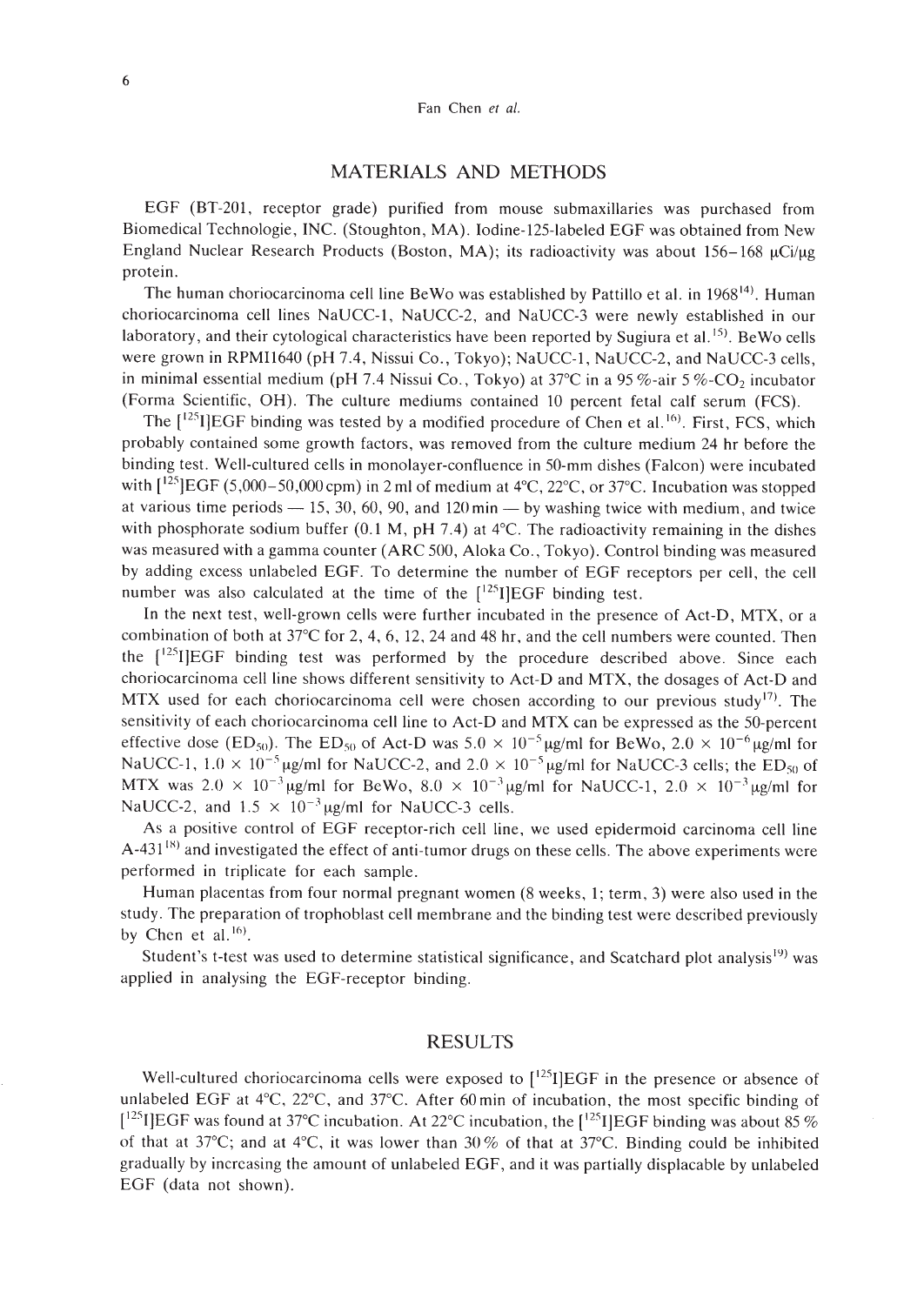## MATERIALS AND METHODS

EGF (BT-201, receptor grade) purified from mouse submaxillaries was purchased from Biomedical Technologie, INC. (Stoughton, MA). Iodine-125-labeled EGF was obtained from New England Nuclear Research Products (Boston, MA); its radioactivity was about 156–168 μCi/μg protein.

The human choriocarcinoma cell line BeWo was established by Pattillo et al. in 1968[14]. Human choriocarcinoma cell lines NaUCC-1, NaUCC-2, and NaUCC-3 were newly established in our laboratory, and their cytological characteristics have been reported by Sugiura et al.[15]. BeWo cells were grown in RPMI1640 (pH 7.4, Nissui Co., Tokyo); NaUCC-1, NaUCC-2, and NaUCC-3 cells, in minimal essential medium (pH 7.4 Nissui Co., Tokyo) at 37°C in a 95%-air 5%-$CO_2$ incubator (Forma Scientific, OH). The culture mediums contained 10 percent fetal calf serum (FCS).

The [$^{125}$I]EGF binding was tested by a modified procedure of Chen et al.[16]. First, FCS, which probably contained some growth factors, was removed from the culture medium 24 hr before the binding test. Well-cultured cells in monolayer-confluence in 50-mm dishes (Falcon) were incubated with [$^{125}$I]EGF (5,000–50,000 cpm) in 2 ml of medium at 4°C, 22°C, or 37°C. Incubation was stopped at various time periods — 15, 30, 60, 90, and 120 min — by washing twice with medium, and twice with phosphorate sodium buffer (0.1 M, pH 7.4) at 4°C. The radioactivity remaining in the dishes was measured with a gamma counter (ARC 500, Aloka Co., Tokyo). Control binding was measured by adding excess unlabeled EGF. To determine the number of EGF receptors per cell, the cell number was also calculated at the time of the [$^{125}$I]EGF binding test.

In the next test, well-grown cells were further incubated in the presence of Act-D, MTX, or a combination of both at 37°C for 2, 4, 6, 12, 24 and 48 hr, and the cell numbers were counted. Then the [$^{125}$I]EGF binding test was performed by the procedure described above. Since each choriocarcinoma cell line shows different sensitivity to Act-D and MTX, the dosages of Act-D and MTX used for each choriocarcinoma cell were chosen according to our previous study[17]. The sensitivity of each choriocarcinoma cell line to Act-D and MTX can be expressed as the 50-percent effective dose ($ED_{50}$). The $ED_{50}$ of Act-D was $5.0 \times 10^{-5}$ μg/ml for BeWo, $2.0 \times 10^{-6}$ μg/ml for NaUCC-1, $1.0 \times 10^{-5}$ μg/ml for NaUCC-2, and $2.0 \times 10^{-5}$ μg/ml for NaUCC-3 cells; the $ED_{50}$ of MTX was $2.0 \times 10^{-3}$ μg/ml for BeWo, $8.0 \times 10^{-3}$ μg/ml for NaUCC-1, $2.0 \times 10^{-3}$ μg/ml for NaUCC-2, and $1.5 \times 10^{-3}$ μg/ml for NaUCC-3 cells.

As a positive control of EGF receptor-rich cell line, we used epidermoid carcinoma cell line A-431[18] and investigated the effect of anti-tumor drugs on these cells. The above experiments were performed in triplicate for each sample.

Human placentas from four normal pregnant women (8 weeks, 1; term, 3) were also used in the study. The preparation of trophoblast cell membrane and the binding test were described previously by Chen et al.[16].

Student's t-test was used to determine statistical significance, and Scatchard plot analysis[19] was applied in analysing the EGF-receptor binding.

## RESULTS

Well-cultured choriocarcinoma cells were exposed to [$^{125}$I]EGF in the presence or absence of unlabeled EGF at 4°C, 22°C, and 37°C. After 60 min of incubation, the most specific binding of [$^{125}$I]EGF was found at 37°C incubation. At 22°C incubation, the [$^{125}$I]EGF binding was about 85% of that at 37°C; and at 4°C, it was lower than 30% of that at 37°C. Binding could be inhibited gradually by increasing the amount of unlabeled EGF, and it was partially displacable by unlabeled EGF (data not shown).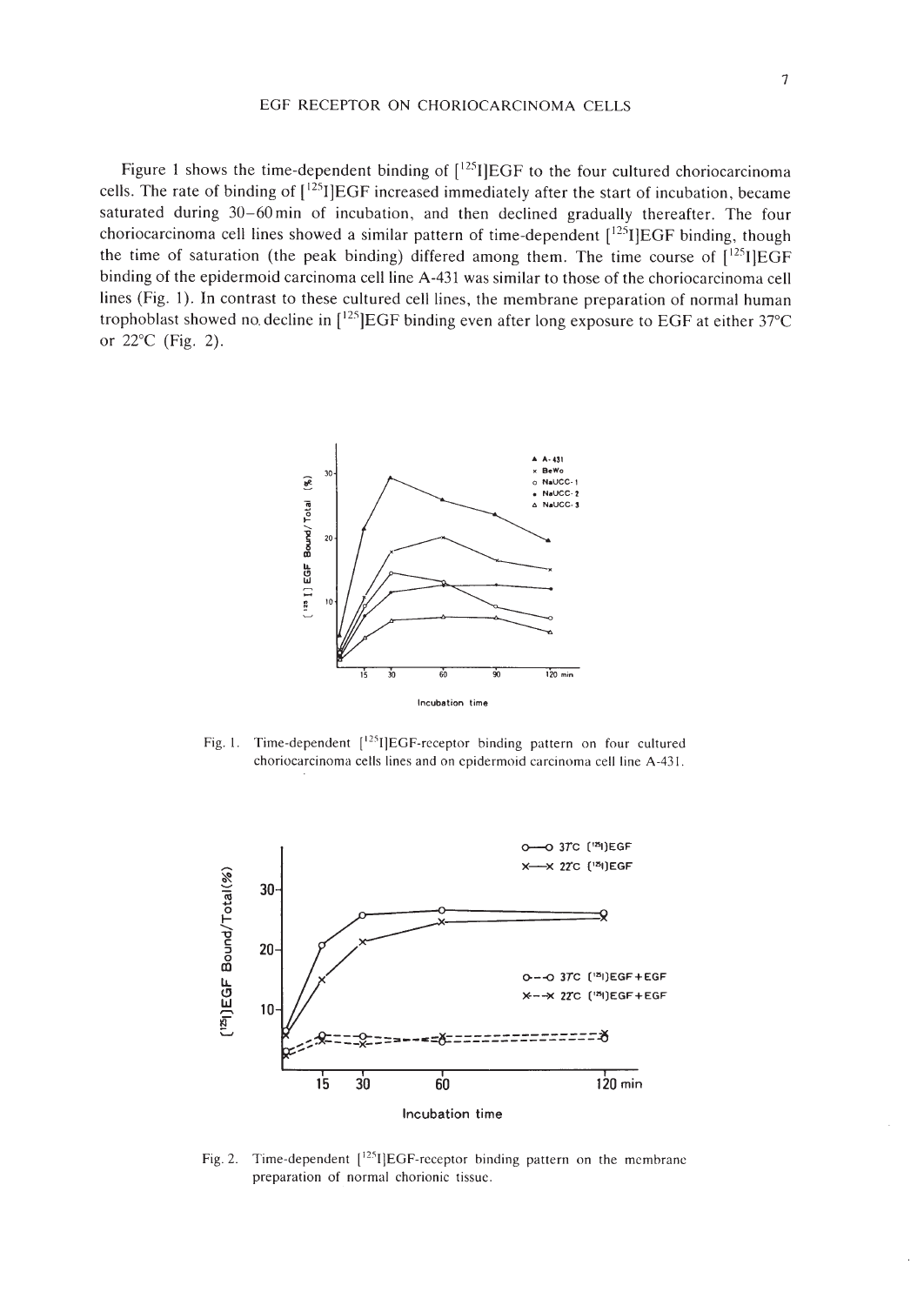Figure 1 shows the time-dependent binding of [$^{125}$I]EGF to the four cultured choriocarcinoma cells. The rate of binding of [$^{125}$I]EGF increased immediately after the start of incubation, became saturated during 30–60 min of incubation, and then declined gradually thereafter. The four choriocarcinoma cell lines showed a similar pattern of time-dependent [$^{125}$I]EGF binding, though the time of saturation (the peak binding) differed among them. The time course of [$^{125}$I]EGF binding of the epidermoid carcinoma cell line A-431 was similar to those of the choriocarcinoma cell lines (Fig. 1). In contrast to these cultured cell lines, the membrane preparation of normal human trophoblast showed no decline in [$^{125}$]EGF binding even after long exposure to EGF at either 37°C or 22°C (Fig. 2).

Fig. 1. Time-dependent [$^{125}$I]EGF-receptor binding pattern on four cultured choriocarcinoma cells lines and on epidermoid carcinoma cell line A-431.

Fig. 2. Time-dependent [$^{125}$I]EGF-receptor binding pattern on the membrane preparation of normal chorionic tissue.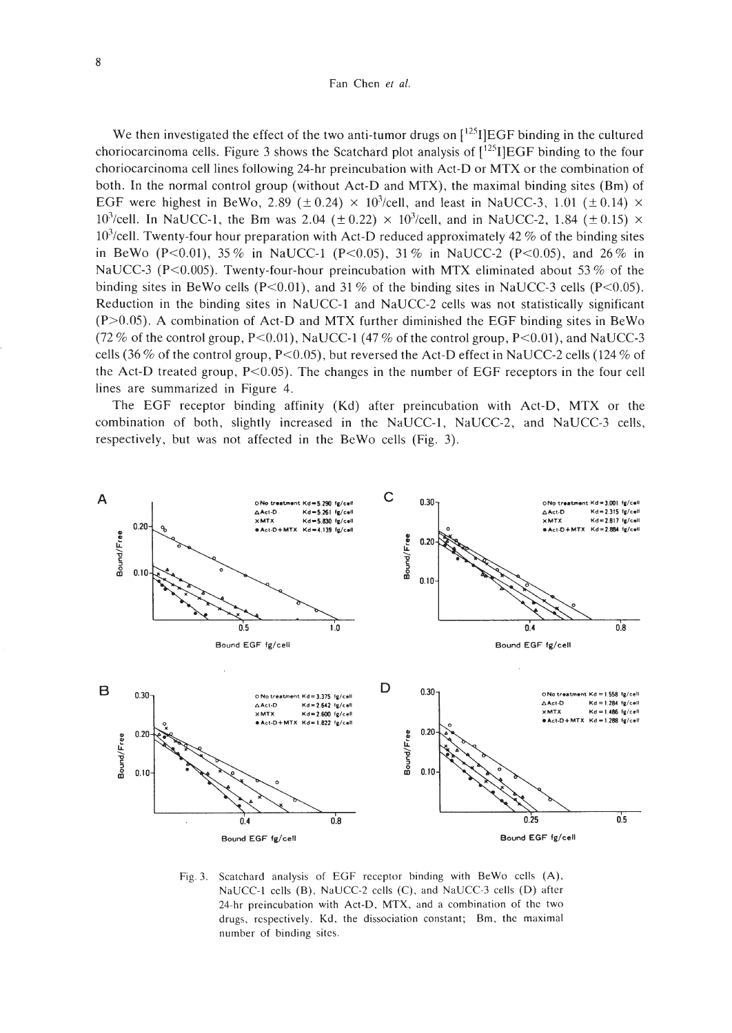We then investigated the effect of the two anti-tumor drugs on [$^{125}$I]EGF binding in the cultured choriocarcinoma cells. Figure 3 shows the Scatchard plot analysis of [$^{125}$I]EGF binding to the four choriocarcinoma cell lines following 24-hr preincubation with Act-D or MTX or the combination of both. In the normal control group (without Act-D and MTX), the maximal binding sites (Bm) of EGF were highest in BeWo, 2.89 ($\pm$0.24) $\times$ $10^3$/cell, and least in NaUCC-3, 1.01 ($\pm$0.14) $\times$ $10^3$/cell. In NaUCC-1, the Bm was 2.04 ($\pm$0.22) $\times$ $10^3$/cell, and in NaUCC-2, 1.84 ($\pm$0.15) $\times$ $10^3$/cell. Twenty-four hour preparation with Act-D reduced approximately 42 % of the binding sites in BeWo ($P<0.01$), 35 % in NaUCC-1 ($P<0.05$), 31 % in NaUCC-2 ($P<0.05$), and 26 % in NaUCC-3 ($P<0.005$). Twenty-four-hour preincubation with MTX eliminated about 53 % of the binding sites in BeWo cells ($P<0.01$), and 31 % of the binding sites in NaUCC-3 cells ($P<0.05$). Reduction in the binding sites in NaUCC-1 and NaUCC-2 cells was not statistically significant ($P>0.05$). A combination of Act-D and MTX further diminished the EGF binding sites in BeWo (72 % of the control group, $P<0.01$), NaUCC-1 (47 % of the control group, $P<0.01$), and NaUCC-3 cells (36 % of the control group, $P<0.05$), but reversed the Act-D effect in NaUCC-2 cells (124 % of the Act-D treated group, $P<0.05$). The changes in the number of EGF receptors in the four cell lines are summarized in Figure 4.

The EGF receptor binding affinity (Kd) after preincubation with Act-D, MTX or the combination of both, slightly increased in the NaUCC-1, NaUCC-2, and NaUCC-3 cells, respectively, but was not affected in the BeWo cells (Fig. 3).

Fig. 3. Scatchard analysis of EGF receptor binding with BeWo cells (A), NaUCC-1 cells (B), NaUCC-2 cells (C), and NaUCC-3 cells (D) after 24-hr preincubation with Act-D, MTX, and a combination of the two drugs, respectively. Kd, the dissociation constant; Bm, the maximal number of binding sites.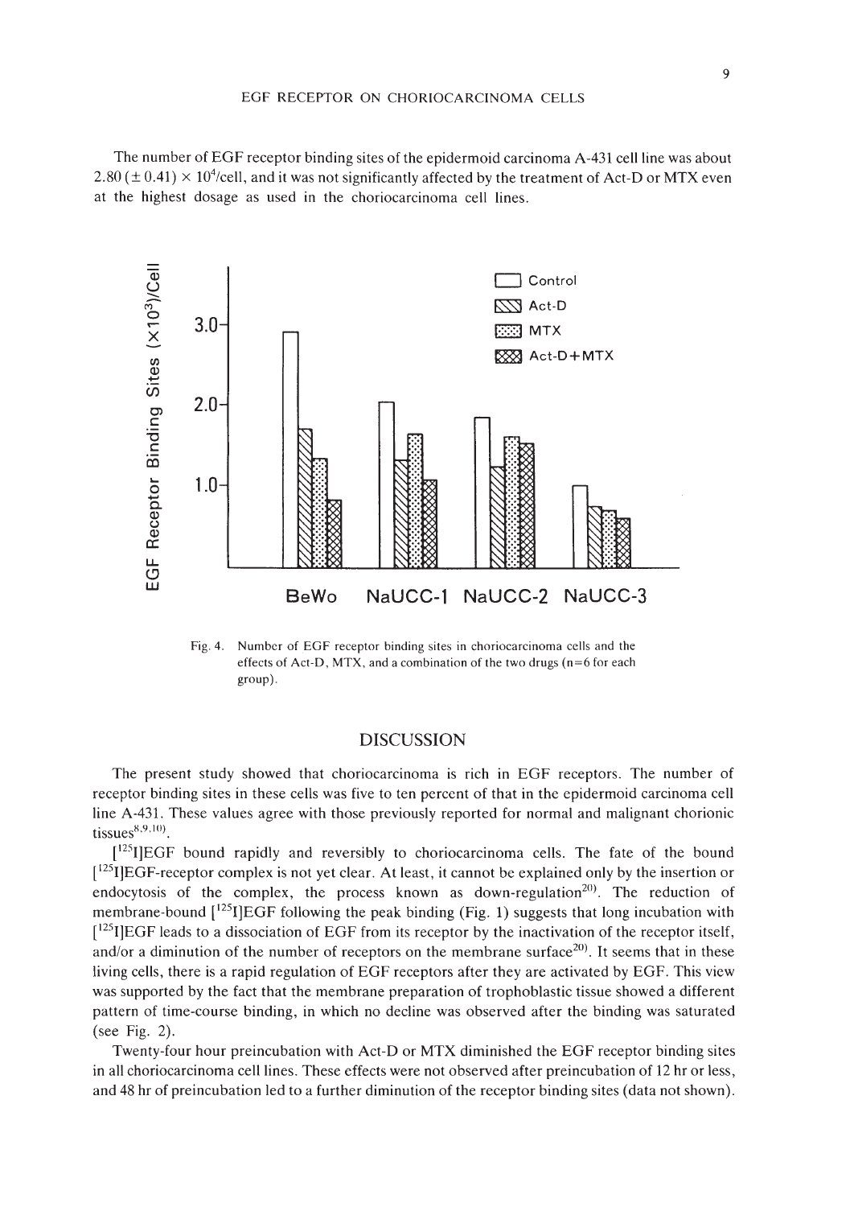The number of EGF receptor binding sites of the epidermoid carcinoma A-431 cell line was about $2.80\ (\pm 0.41) \times 10^4$/cell, and it was not significantly affected by the treatment of Act-D or MTX even at the highest dosage as used in the choriocarcinoma cell lines.

Fig. 4. Number of EGF receptor binding sites in choriocarcinoma cells and the effects of Act-D, MTX, and a combination of the two drugs (n=6 for each group).

## DISCUSSION

The present study showed that choriocarcinoma is rich in EGF receptors. The number of receptor binding sites in these cells was five to ten percent of that in the epidermoid carcinoma cell line A-431. These values agree with those previously reported for normal and malignant chorionic tissues[8,9,10].

[$^{125}$I]EGF bound rapidly and reversibly to choriocarcinoma cells. The fate of the bound [$^{125}$I]EGF-receptor complex is not yet clear. At least, it cannot be explained only by the insertion or endocytosis of the complex, the process known as down-regulation[20]. The reduction of membrane-bound [$^{125}$I]EGF following the peak binding (Fig. 1) suggests that long incubation with [$^{125}$I]EGF leads to a dissociation of EGF from its receptor by the inactivation of the receptor itself, and/or a diminution of the number of receptors on the membrane surface[20]. It seems that in these living cells, there is a rapid regulation of EGF receptors after they are activated by EGF. This view was supported by the fact that the membrane preparation of trophoblastic tissue showed a different pattern of time-course binding, in which no decline was observed after the binding was saturated (see Fig. 2).

Twenty-four hour preincubation with Act-D or MTX diminished the EGF receptor binding sites in all choriocarcinoma cell lines. These effects were not observed after preincubation of 12 hr or less, and 48 hr of preincubation led to a further diminution of the receptor binding sites (data not shown).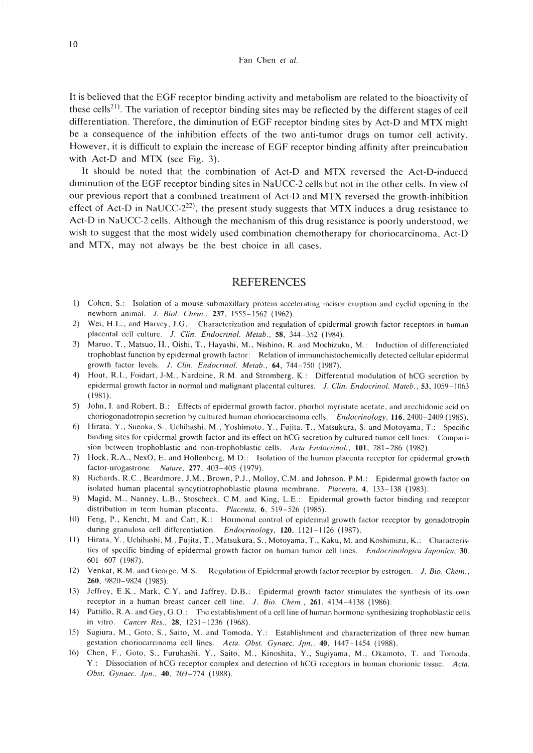It is believed that the EGF receptor binding activity and metabolism are related to the bioactivity of these cells[21]. The variation of receptor binding sites may be reflected by the different stages of cell differentiation. Therefore, the diminution of EGF receptor binding sites by Act-D and MTX might be a consequence of the inhibition effects of the two anti-tumor drugs on tumor cell activity. However, it is difficult to explain the increase of EGF receptor binding affinity after preincubation with Act-D and MTX (see Fig. 3).

It should be noted that the combination of Act-D and MTX reversed the Act-D-induced diminution of the EGF receptor binding sites in NaUCC-2 cells but not in the other cells. In view of our previous report that a combined treatment of Act-D and MTX reversed the growth-inhibition effect of Act-D in NaUCC-2[22], the present study suggests that MTX induces a drug resistance to Act-D in NaUCC-2 cells. Although the mechanism of this drug resistance is poorly understood, we wish to suggest that the most widely used combination chemotherapy for choriocarcinoma, Act-D and MTX, may not always be the best choice in all cases.

## REFERENCES

1) Cohen, S.: Isolation of a mouse submaxillary protein accelerating incisor eruption and eyelid opening in the newborn animal. *J. Biol. Chem.*, **237**, 1555–1562 (1962).
2) Wei, H.L., and Harvey, J.G.: Characterization and regulation of epidermal growth factor receptors in human placental cell culture. *J. Clin. Endocrinol. Metab.*, **58**, 344–352 (1984).
3) Maruo, T., Matsuo, H., Oishi, T., Hayashi, M., Nishino, R. and Mochizuku, M.: Induction of differenctiated trophoblast function by epidermal growth factor: Relation of immunohistochemically detected cellular epidermal growth factor levels. *J. Clin. Endocrinol. Metab.*, **64**, 744–750 (1987).
4) Hout, R.I., Foidart, J-M., Nardoine, R.M. and Stromberg, K.: Differential modulation of hCG secretion by epidermal growth factor in normal and malignant placental cultures. *J. Clin. Endocrinol. Mateb.*, **53**, 1059–1063 (1981).
5) John, I. and Robert, B.: Effects of epidermal growth factor, phorbol myristate acetate, and arechidonic acid on choriogonadotropin secretion by cultured human choriocarcinoma cells. *Endocrinology*, **116**, 2400–2409 (1985).
6) Hirata, Y., Sueoka, S., Uchihashi, M., Yoshimoto, Y., Fujita, T., Matsukura, S. and Motoyama, T.: Specific binding sites for epidermal growth factor and its effect on hCG secretion by cultured tumor cell lines: Comparision between trophoblastic and non-trophoblastic cells. *Acta Endocrinol.*, **101**, 281–286 (1982).
7) Hock, R.A., NexO, E. and Hollenberg, M.D.: Isolation of the human placenta receptor for epidermal growth factor-urogastrone. *Nature*, **277**, 403–405 (1979).
8) Richards, R.C., Beardmore, J.M., Brown, P.J., Molloy, C.M. and Johnson, P.M.: Epidermal growth factor on isolated human placental syncytiotrophoblastic plasma membrane. *Placenta*, **4**, 133–138 (1983).
9) Magid, M., Nanney, L.B., Stoscheck, C.M. and King, L.E.: Epidermal growth factor binding and receptor distribution in term human placenta. *Placenta*, **6**, 519–526 (1985).
10) Feng, P., Kencht, M. and Catt, K.: Hormonal control of epidermal growth factor receptor by gonadotropin during granulosa cell differentiation. *Endocrinology*, **120**, 1121–1126 (1987).
11) Hirata, Y., Uchihashi, M., Fujita, T., Matsukura, S., Motoyama, T., Kaku, M. and Koshimizu, K.: Characteristics of specific binding of epidermal growth factor on human tumor cell lines. *Endocrinologica Japonica*, **30**, 601–607 (1987).
12) Venkat, R.M. and George, M.S.: Regulation of Epidermal growth factor receptor by estrogen. *J. Bio. Chem.*, **260**, 9820–9824 (1985).
13) Jeffrey, E.K., Mark, C.Y. and Jaffrey, D.B.: Epidermal growth factor stimulates the synthesis of its own receptor in a human breast cancer cell line. *J. Bio. Chem.*, **261**, 4134–4138 (1986).
14) Pattillo, R.A. and Gey, G.O.: The establishment of a cell line of human hormone-synthesizing trophoblastic cells in vitro. *Cancer Res.*, **28**, 1231–1236 (1968).
15) Sugiura, M., Goto, S., Saito, M. and Tomoda, Y.: Establishment and characterization of three new human gestation choriocarcinoma cell lines. *Acta. Obst. Gynaec. Jpn.*, **40**, 1447–1454 (1988).
16) Chen, F., Goto, S., Furuhashi, Y., Saito, M., Kinoshita, Y., Sugiyama, M., Okamoto, T. and Tomoda, Y.: Dissociation of hCG receptor complex and detection of hCG receptors in human chorionic tissue. *Acta. Obst. Gynaec. Jpn.*, **40**, 769–774 (1988).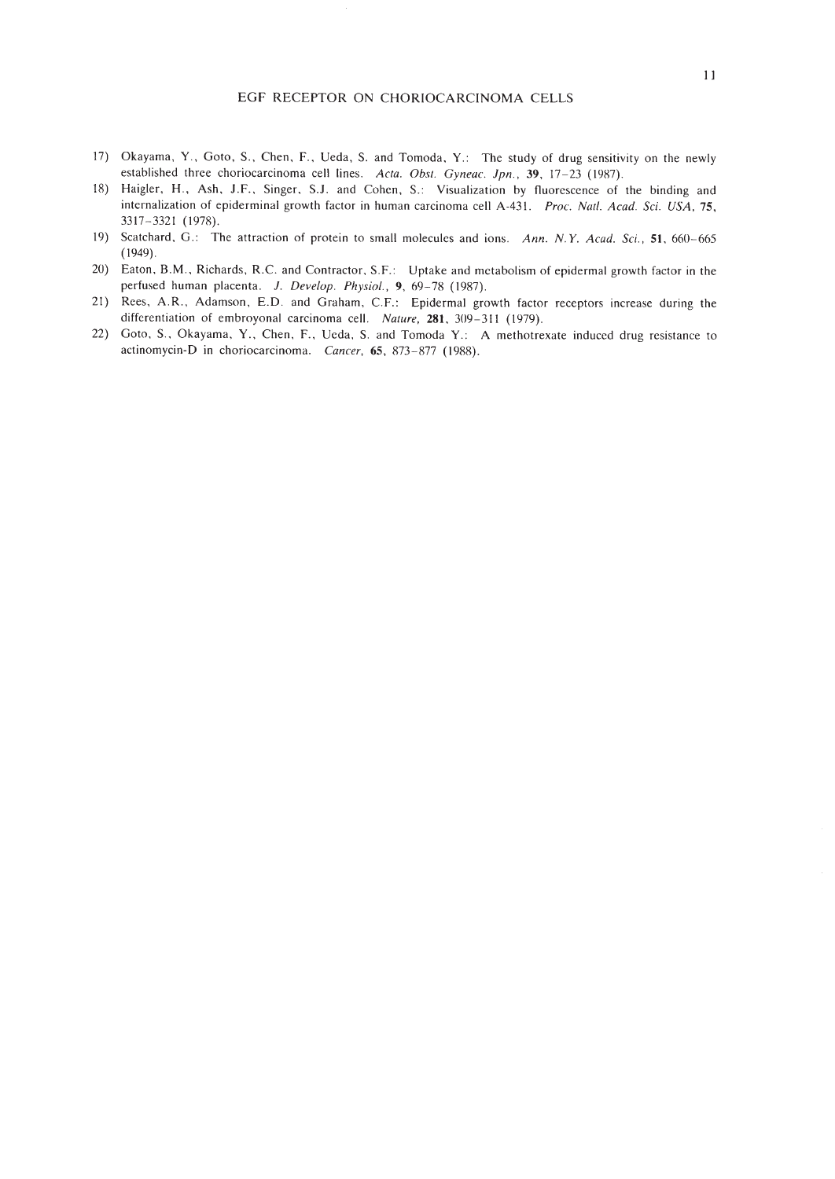17) Okayama, Y., Goto, S., Chen, F., Ueda, S. and Tomoda, Y.: The study of drug sensitivity on the newly established three choriocarcinoma cell lines. *Acta. Obst. Gyneac. Jpn.*, **39**, 17–23 (1987).

18) Haigler, H., Ash, J.F., Singer, S.J. and Cohen, S.: Visualization by fluorescence of the binding and internalization of epiderminal growth factor in human carcinoma cell A-431. *Proc. Natl. Acad. Sci. USA*, **75**, 3317–3321 (1978).

19) Scatchard, G.: The attraction of protein to small molecules and ions. *Ann. N.Y. Acad. Sci.*, **51**, 660–665 (1949).

20) Eaton, B.M., Richards, R.C. and Contractor, S.F.: Uptake and metabolism of epidermal growth factor in the perfused human placenta. *J. Develop. Physiol.*, **9**, 69–78 (1987).

21) Rees, A.R., Adamson, E.D. and Graham, C.F.: Epidermal growth factor receptors increase during the differentiation of embroyonal carcinoma cell. *Nature*, **281**, 309–311 (1979).

22) Goto, S., Okayama, Y., Chen, F., Ueda, S. and Tomoda Y.: A methotrexate induced drug resistance to actinomycin-D in choriocarcinoma. *Cancer*, **65**, 873–877 (1988).